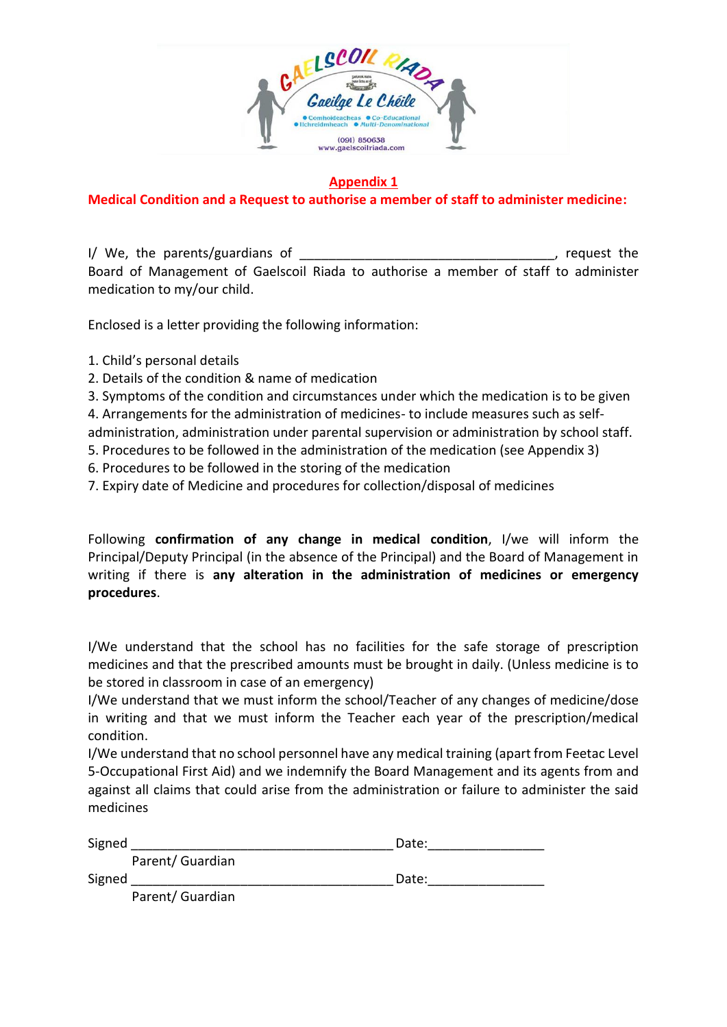## Appendix 1

**Medical Condition and a Request to authorise a member of staff to administer medicine:**

I/ We, the parents/guardians of ___________________________________, request the Board of Management of Gaelscoil Riada to authorise a member of staff to administer medication to my/our child.

Enclosed is a letter providing the following information:

1. Child's personal details
2. Details of the condition & name of medication
3. Symptoms of the condition and circumstances under which the medication is to be given
4. Arrangements for the administration of medicines- to include measures such as self-administration, administration under parental supervision or administration by school staff.
5. Procedures to be followed in the administration of the medication (see Appendix 3)
6. Procedures to be followed in the storing of the medication
7. Expiry date of Medicine and procedures for collection/disposal of medicines

Following **confirmation of any change in medical condition**, I/we will inform the Principal/Deputy Principal (in the absence of the Principal) and the Board of Management in writing if there is **any alteration in the administration of medicines or emergency procedures**.

I/We understand that the school has no facilities for the safe storage of prescription medicines and that the prescribed amounts must be brought in daily. (Unless medicine is to be stored in classroom in case of an emergency)
I/We understand that we must inform the school/Teacher of any changes of medicine/dose in writing and that we must inform the Teacher each year of the prescription/medical condition.
I/We understand that no school personnel have any medical training (apart from Feetac Level 5-Occupational First Aid) and we indemnify the Board Management and its agents from and against all claims that could arise from the administration or failure to administer the said medicines

Signed ___________________________________ Date:________________
Parent/ Guardian

Signed ___________________________________ Date:________________
Parent/ Guardian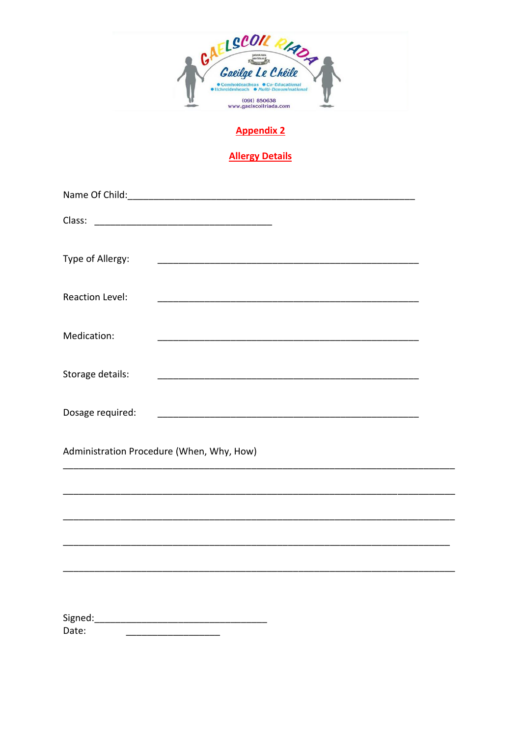## Appendix 2

## Allergy Details

Name Of Child:___________________________________________________________

Class: ___________________________________

Type of Allergy: ___________________________________________________

Reaction Level: ___________________________________________________

Medication: ___________________________________________________

Storage details: ___________________________________________________

Dosage required: ___________________________________________________

Administration Procedure (When, Why, How)

_____________________________________________________________________________

_____________________________________________________________________________

_____________________________________________________________________________

_____________________________________________________________________________

_____________________________________________________________________________

Signed:_________________________________

Date: __________________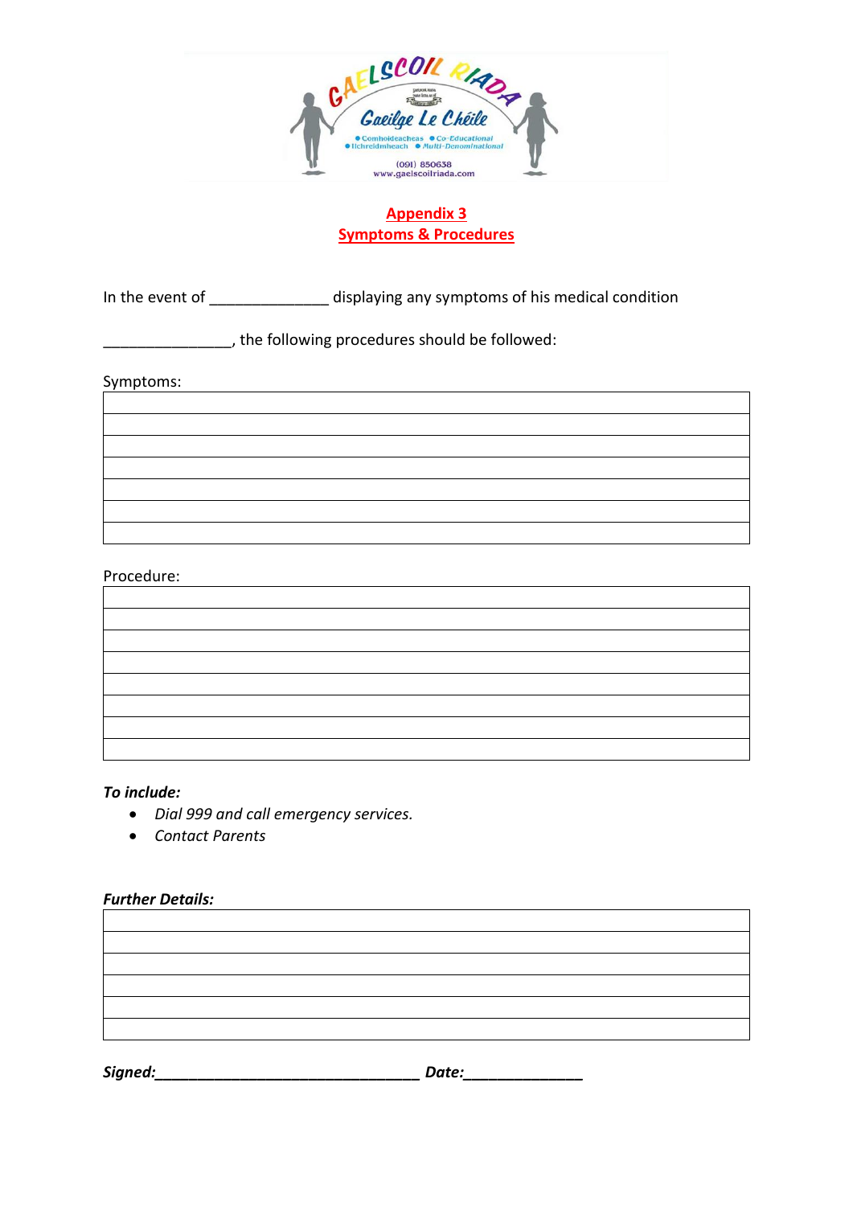## Appendix 3
## Symptoms & Procedures

In the event of ______________ displaying any symptoms of his medical condition

_______________, the following procedures should be followed:

Symptoms:

| |
|---|
| |
| |
| |
| |
| |
| |

Procedure:

| |
|---|
| |
| |
| |
| |
| |
| |
| |

***To include:***

- *Dial 999 and call emergency services.*
- *Contact Parents*

***Further Details:***

| |
|---|
| |
| |
| |
| |
| |

***Signed:________________________________ Date:______________***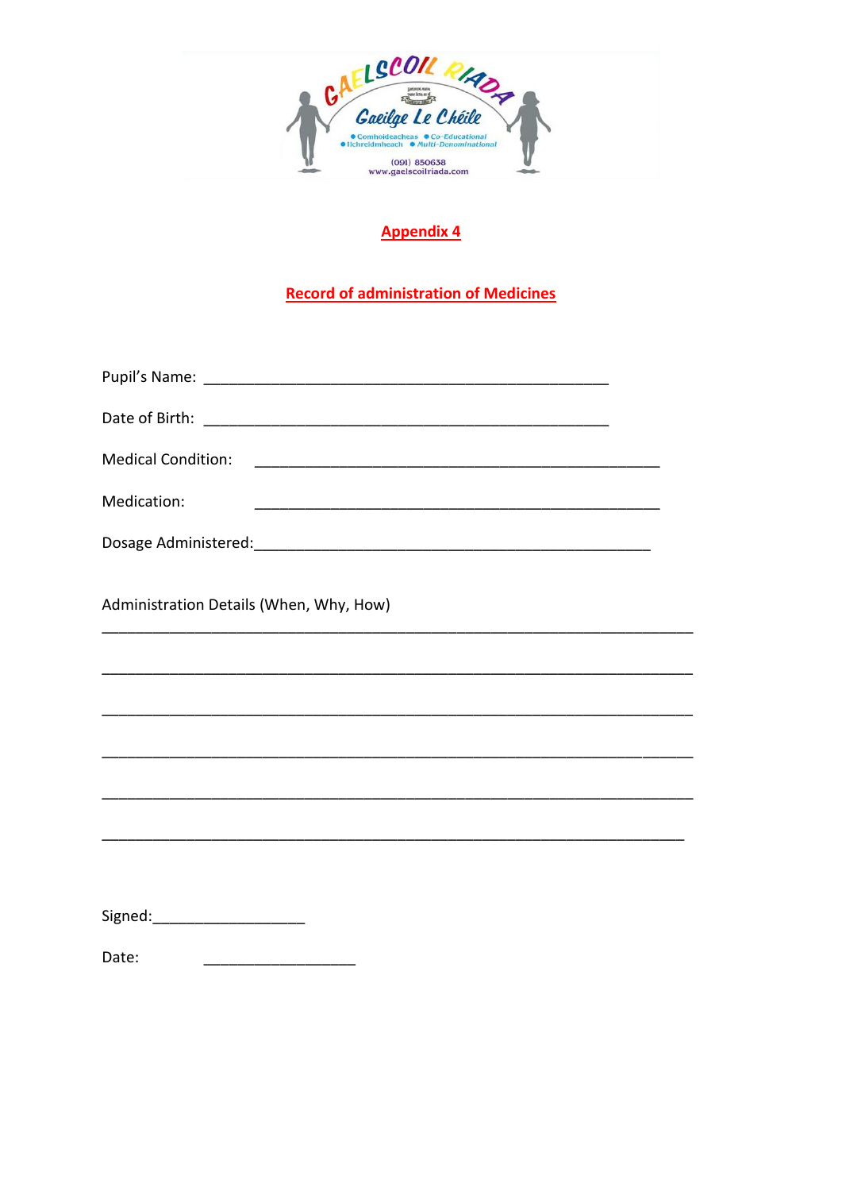## Appendix 4

## Record of administration of Medicines

Pupil's Name: ______________________________________________

Date of Birth: ______________________________________________

Medical Condition: ______________________________________________

Medication: ______________________________________________

Dosage Administered: ______________________________________________

Administration Details (When, Why, How)

______________________________________________________________________

______________________________________________________________________

______________________________________________________________________

______________________________________________________________________

______________________________________________________________________

______________________________________________________________________

Signed: __________________

Date: __________________